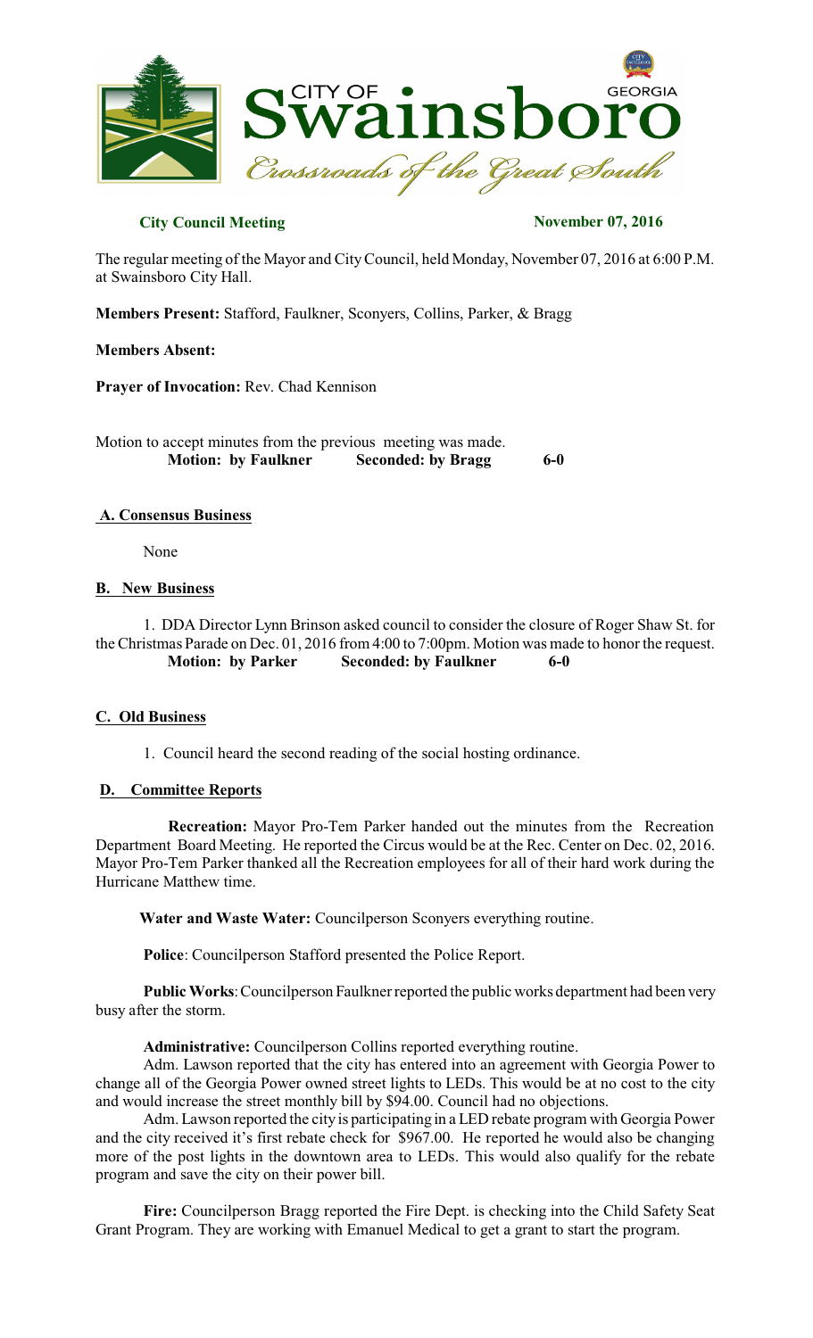City of Swainsboro, Georgia — Crossroads of the Great South

**City Council Meeting** **November 07, 2016**

The regular meeting of the Mayor and City Council, held Monday, November 07, 2016 at 6:00 P.M. at Swainsboro City Hall.

**Members Present:** Stafford, Faulkner, Sconyers, Collins, Parker, & Bragg

**Members Absent:**

**Prayer of Invocation:** Rev. Chad Kennison

Motion to accept minutes from the previous meeting was made.
**Motion: by Faulkner** **Seconded: by Bragg** **6-0**

## A. Consensus Business

None

## B. New Business

1. DDA Director Lynn Brinson asked council to consider the closure of Roger Shaw St. for the Christmas Parade on Dec. 01, 2016 from 4:00 to 7:00pm. Motion was made to honor the request.
**Motion: by Parker** **Seconded: by Faulkner** **6-0**

## C. Old Business

1. Council heard the second reading of the social hosting ordinance.

## D. Committee Reports

**Recreation:** Mayor Pro-Tem Parker handed out the minutes from the Recreation Department Board Meeting. He reported the Circus would be at the Rec. Center on Dec. 02, 2016. Mayor Pro-Tem Parker thanked all the Recreation employees for all of their hard work during the Hurricane Matthew time.

**Water and Waste Water:** Councilperson Sconyers everything routine.

**Police**: Councilperson Stafford presented the Police Report.

**Public Works**: Councilperson Faulkner reported the public works department had been very busy after the storm.

**Administrative:** Councilperson Collins reported everything routine.

Adm. Lawson reported that the city has entered into an agreement with Georgia Power to change all of the Georgia Power owned street lights to LEDs. This would be at no cost to the city and would increase the street monthly bill by $94.00. Council had no objections.

Adm. Lawson reported the city is participating in a LED rebate program with Georgia Power and the city received it's first rebate check for $967.00. He reported he would also be changing more of the post lights in the downtown area to LEDs. This would also qualify for the rebate program and save the city on their power bill.

**Fire:** Councilperson Bragg reported the Fire Dept. is checking into the Child Safety Seat Grant Program. They are working with Emanuel Medical to get a grant to start the program.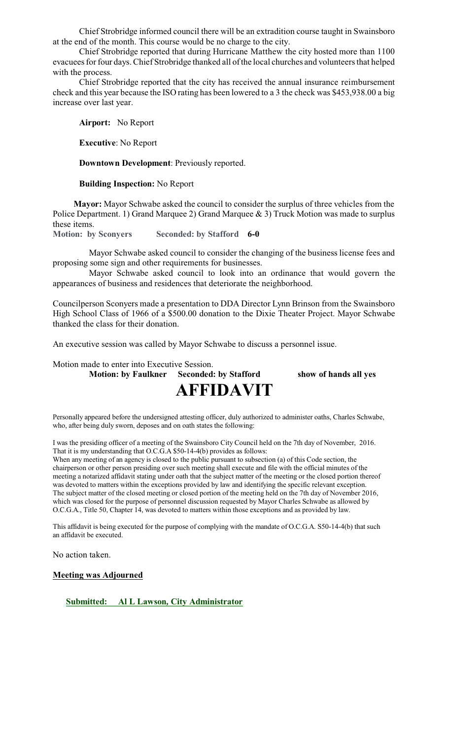Chief Strobridge informed council there will be an extradition course taught in Swainsboro at the end of the month. This course would be no charge to the city.

Chief Strobridge reported that during Hurricane Matthew the city hosted more than 1100 evacuees for four days. Chief Strobridge thanked all of the local churches and volunteers that helped with the process.

Chief Strobridge reported that the city has received the annual insurance reimbursement check and this year because the ISO rating has been lowered to a 3 the check was $453,938.00 a big increase over last year.

**Airport:** No Report

**Executive**: No Report

**Downtown Development**: Previously reported.

**Building Inspection:** No Report

**Mayor:** Mayor Schwabe asked the council to consider the surplus of three vehicles from the Police Department. 1) Grand Marquee 2) Grand Marquee & 3) Truck Motion was made to surplus these items.

**Motion: by Sconyers Seconded: by Stafford 6-0**

Mayor Schwabe asked council to consider the changing of the business license fees and proposing some sign and other requirements for businesses.

Mayor Schwabe asked council to look into an ordinance that would govern the appearances of business and residences that deteriorate the neighborhood.

Councilperson Sconyers made a presentation to DDA Director Lynn Brinson from the Swainsboro High School Class of 1966 of a $500.00 donation to the Dixie Theater Project. Mayor Schwabe thanked the class for their donation.

An executive session was called by Mayor Schwabe to discuss a personnel issue.

Motion made to enter into Executive Session.

**Motion: by Faulkner Seconded: by Stafford show of hands all yes**

# AFFIDAVIT

Personally appeared before the undersigned attesting officer, duly authorized to administer oaths, Charles Schwabe, who, after being duly sworn, deposes and on oath states the following:

I was the presiding officer of a meeting of the Swainsboro City Council held on the 7th day of November, 2016. That it is my understanding that O.C.G.A $50-14-4(b) provides as follows:
When any meeting of an agency is closed to the public pursuant to subsection (a) of this Code section, the chairperson or other person presiding over such meeting shall execute and file with the official minutes of the meeting a notarized affidavit stating under oath that the subject matter of the meeting or the closed portion thereof was devoted to matters within the exceptions provided by law and identifying the specific relevant exception. The subject matter of the closed meeting or closed portion of the meeting held on the 7th day of November 2016, which was closed for the purpose of personnel discussion requested by Mayor Charles Schwabe as allowed by O.C.G.A., Title 50, Chapter 14, was devoted to matters within those exceptions and as provided by law.

This affidavit is being executed for the purpose of complying with the mandate of O.C.G.A. S50-14-4(b) that such an affidavit be executed.

No action taken.

**Meeting was Adjourned**

**Submitted: Al L Lawson, City Administrator**